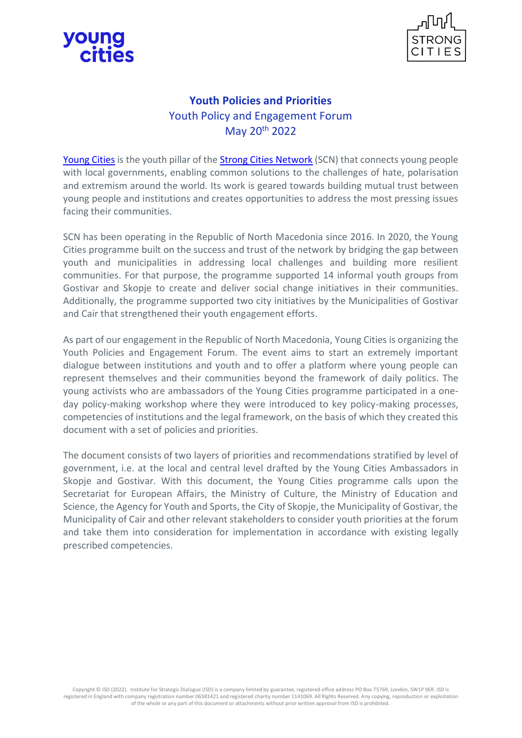# Youth Policies and Priorities

## Youth Policy and Engagement Forum

## May 20th 2022

Young Cities is the youth pillar of the Strong Cities Network (SCN) that connects young people with local governments, enabling common solutions to the challenges of hate, polarisation and extremism around the world. Its work is geared towards building mutual trust between young people and institutions and creates opportunities to address the most pressing issues facing their communities.

SCN has been operating in the Republic of North Macedonia since 2016. In 2020, the Young Cities programme built on the success and trust of the network by bridging the gap between youth and municipalities in addressing local challenges and building more resilient communities. For that purpose, the programme supported 14 informal youth groups from Gostivar and Skopje to create and deliver social change initiatives in their communities. Additionally, the programme supported two city initiatives by the Municipalities of Gostivar and Cair that strengthened their youth engagement efforts.

As part of our engagement in the Republic of North Macedonia, Young Cities is organizing the Youth Policies and Engagement Forum. The event aims to start an extremely important dialogue between institutions and youth and to offer a platform where young people can represent themselves and their communities beyond the framework of daily politics. The young activists who are ambassadors of the Young Cities programme participated in a one-day policy-making workshop where they were introduced to key policy-making processes, competencies of institutions and the legal framework, on the basis of which they created this document with a set of policies and priorities.

The document consists of two layers of priorities and recommendations stratified by level of government, i.e. at the local and central level drafted by the Young Cities Ambassadors in Skopje and Gostivar. With this document, the Young Cities programme calls upon the Secretariat for European Affairs, the Ministry of Culture, the Ministry of Education and Science, the Agency for Youth and Sports, the City of Skopje, the Municipality of Gostivar, the Municipality of Cair and other relevant stakeholders to consider youth priorities at the forum and take them into consideration for implementation in accordance with existing legally prescribed competencies.

Copyright © ISD (2022). Institute for Strategic Dialogue (ISD) is a company limited by guarantee, registered office address PO Box 75769, London, SW1P 9ER. ISD is registered in England with company registration number 06581421 and registered charity number 1141069. All Rights Reserved. Any copying, reproduction or exploitation of the whole or any part of this document or attachments without prior written approval from ISD is prohibited.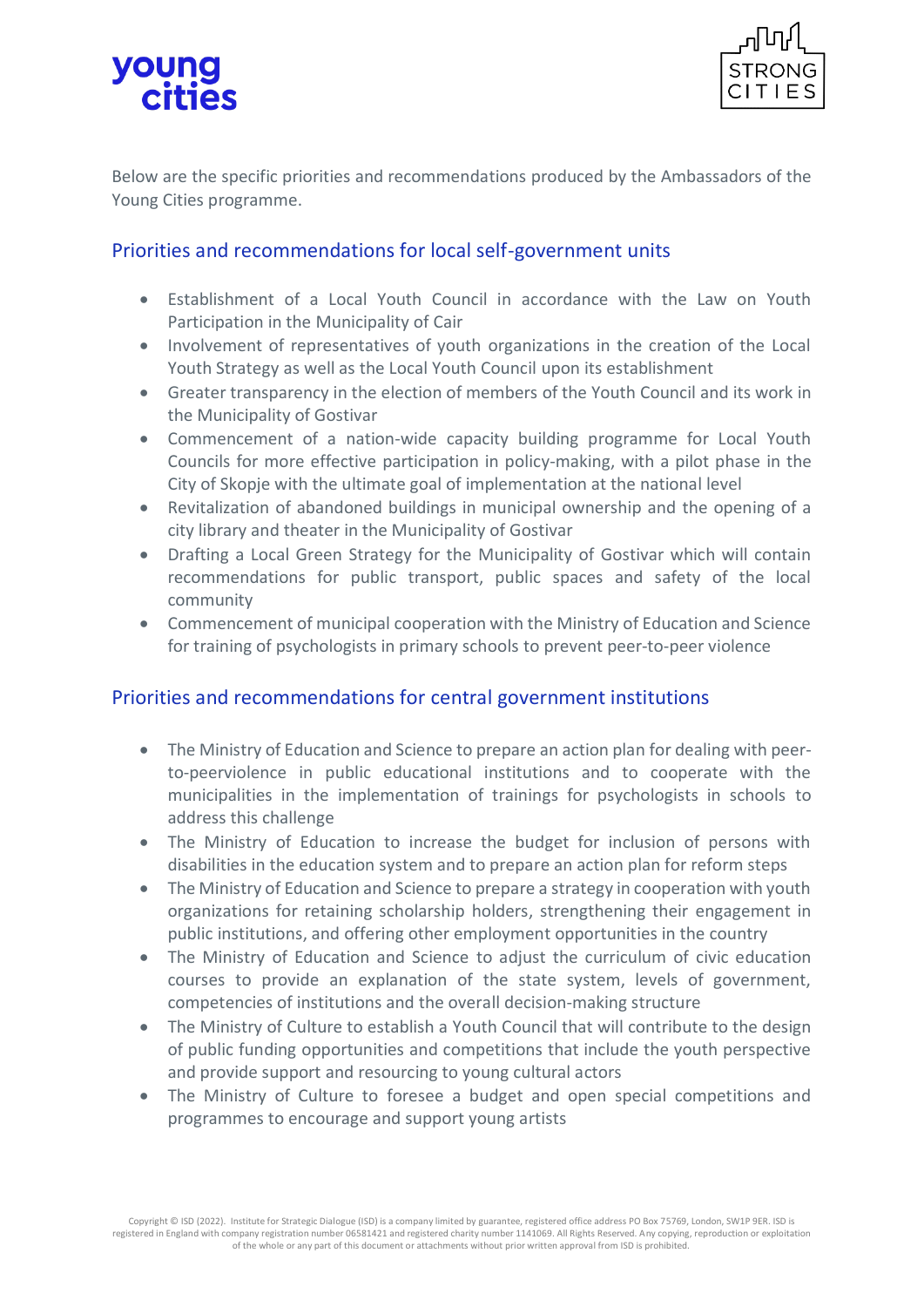Below are the specific priorities and recommendations produced by the Ambassadors of the Young Cities programme.

## Priorities and recommendations for local self-government units

- Establishment of a Local Youth Council in accordance with the Law on Youth Participation in the Municipality of Cair
- Involvement of representatives of youth organizations in the creation of the Local Youth Strategy as well as the Local Youth Council upon its establishment
- Greater transparency in the election of members of the Youth Council and its work in the Municipality of Gostivar
- Commencement of a nation-wide capacity building programme for Local Youth Councils for more effective participation in policy-making, with a pilot phase in the City of Skopje with the ultimate goal of implementation at the national level
- Revitalization of abandoned buildings in municipal ownership and the opening of a city library and theater in the Municipality of Gostivar
- Drafting a Local Green Strategy for the Municipality of Gostivar which will contain recommendations for public transport, public spaces and safety of the local community
- Commencement of municipal cooperation with the Ministry of Education and Science for training of psychologists in primary schools to prevent peer-to-peer violence

## Priorities and recommendations for central government institutions

- The Ministry of Education and Science to prepare an action plan for dealing with peer-to-peerviolence in public educational institutions and to cooperate with the municipalities in the implementation of trainings for psychologists in schools to address this challenge
- The Ministry of Education to increase the budget for inclusion of persons with disabilities in the education system and to prepare an action plan for reform steps
- The Ministry of Education and Science to prepare a strategy in cooperation with youth organizations for retaining scholarship holders, strengthening their engagement in public institutions, and offering other employment opportunities in the country
- The Ministry of Education and Science to adjust the curriculum of civic education courses to provide an explanation of the state system, levels of government, competencies of institutions and the overall decision-making structure
- The Ministry of Culture to establish a Youth Council that will contribute to the design of public funding opportunities and competitions that include the youth perspective and provide support and resourcing to young cultural actors
- The Ministry of Culture to foresee a budget and open special competitions and programmes to encourage and support young artists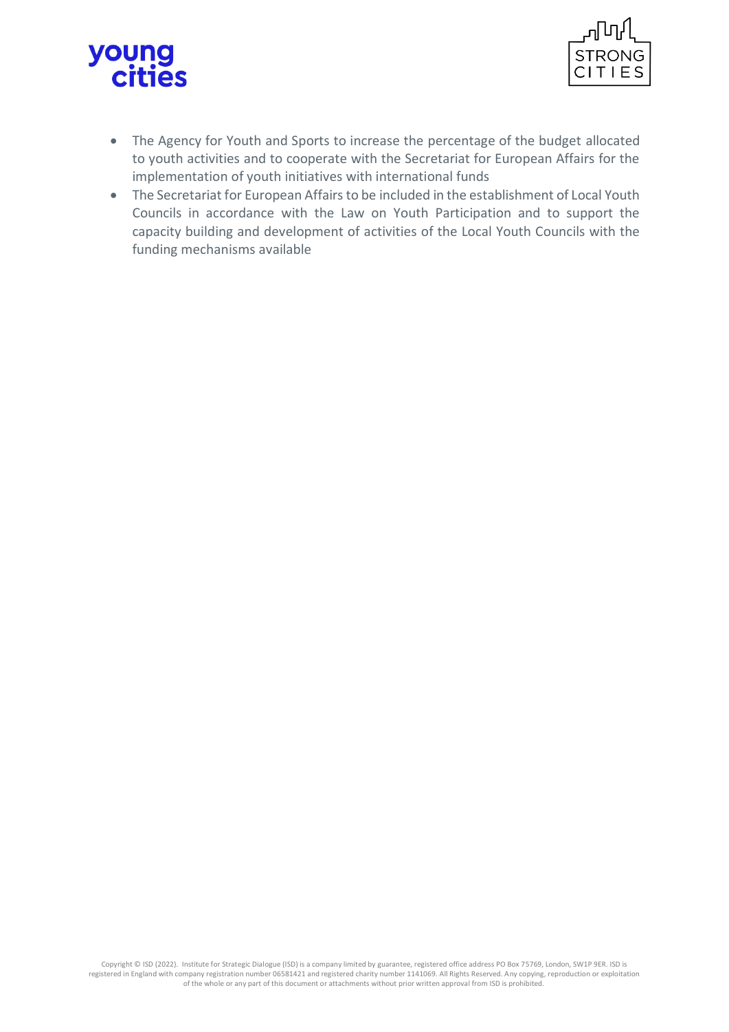- The Agency for Youth and Sports to increase the percentage of the budget allocated to youth activities and to cooperate with the Secretariat for European Affairs for the implementation of youth initiatives with international funds
- The Secretariat for European Affairs to be included in the establishment of Local Youth Councils in accordance with the Law on Youth Participation and to support the capacity building and development of activities of the Local Youth Councils with the funding mechanisms available